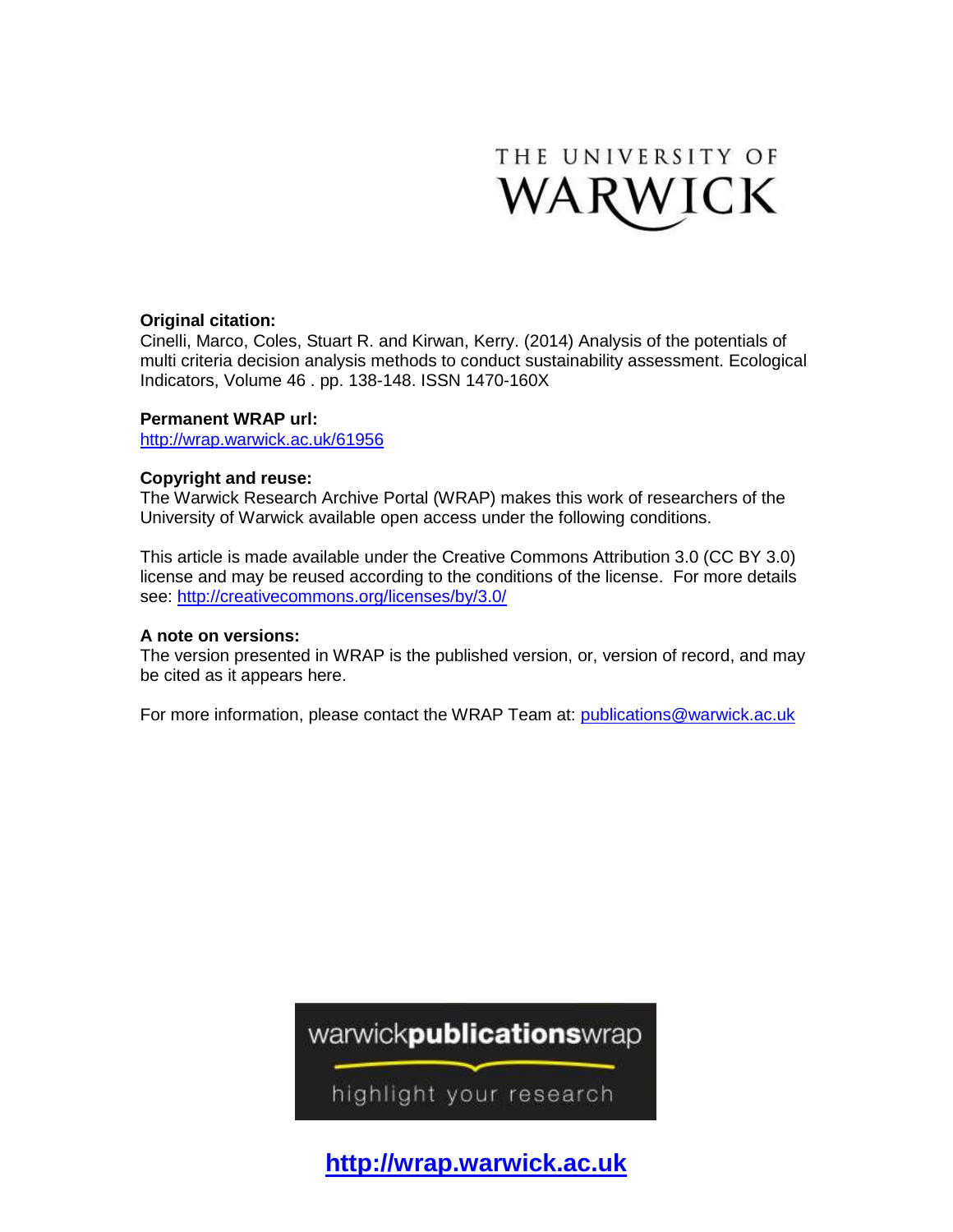THE UNIVERSITY OF WARWICK

**Original citation:**
Cinelli, Marco, Coles, Stuart R. and Kirwan, Kerry. (2014) Analysis of the potentials of multi criteria decision analysis methods to conduct sustainability assessment. Ecological Indicators, Volume 46 . pp. 138-148. ISSN 1470-160X

**Permanent WRAP url:**
http://wrap.warwick.ac.uk/61956

**Copyright and reuse:**
The Warwick Research Archive Portal (WRAP) makes this work of researchers of the University of Warwick available open access under the following conditions.

This article is made available under the Creative Commons Attribution 3.0 (CC BY 3.0) license and may be reused according to the conditions of the license. For more details see: http://creativecommons.org/licenses/by/3.0/

**A note on versions:**
The version presented in WRAP is the published version, or, version of record, and may be cited as it appears here.

For more information, please contact the WRAP Team at: publications@warwick.ac.uk

warwick**publications**wrap

highlight your research

**http://wrap.warwick.ac.uk**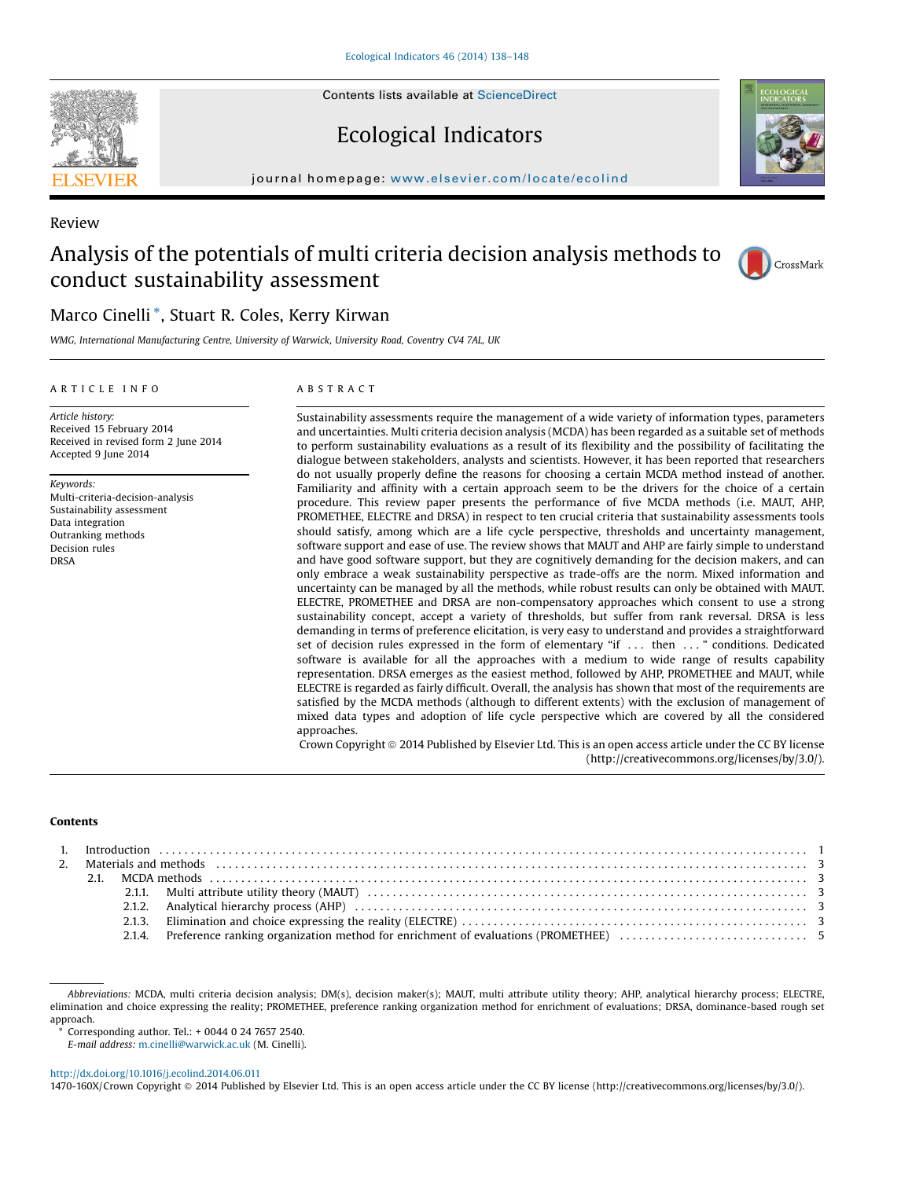Review

# Analysis of the potentials of multi criteria decision analysis methods to conduct sustainability assessment

Marco Cinelli *, Stuart R. Coles, Kerry Kirwan

*WMG, International Manufacturing Centre, University of Warwick, University Road, Coventry CV4 7AL, UK*

ARTICLE INFO

*Article history:*
Received 15 February 2014
Received in revised form 2 June 2014
Accepted 9 June 2014

*Keywords:*
Multi-criteria-decision-analysis
Sustainability assessment
Data integration
Outranking methods
Decision rules
DRSA

ABSTRACT

Sustainability assessments require the management of a wide variety of information types, parameters and uncertainties. Multi criteria decision analysis (MCDA) has been regarded as a suitable set of methods to perform sustainability evaluations as a result of its flexibility and the possibility of facilitating the dialogue between stakeholders, analysts and scientists. However, it has been reported that researchers do not usually properly define the reasons for choosing a certain MCDA method instead of another. Familiarity and affinity with a certain approach seem to be the drivers for the choice of a certain procedure. This review paper presents the performance of five MCDA methods (i.e. MAUT, AHP, PROMETHEE, ELECTRE and DRSA) in respect to ten crucial criteria that sustainability assessments tools should satisfy, among which are a life cycle perspective, thresholds and uncertainty management, software support and ease of use. The review shows that MAUT and AHP are fairly simple to understand and have good software support, but they are cognitively demanding for the decision makers, and can only embrace a weak sustainability perspective as trade-offs are the norm. Mixed information and uncertainty can be managed by all the methods, while robust results can only be obtained with MAUT. ELECTRE, PROMETHEE and DRSA are non-compensatory approaches which consent to use a strong sustainability concept, accept a variety of thresholds, but suffer from rank reversal. DRSA is less demanding in terms of preference elicitation, is very easy to understand and provides a straightforward set of decision rules expressed in the form of elementary "if ... then ..." conditions. Dedicated software is available for all the approaches with a medium to wide range of results capability representation. DRSA emerges as the easiest method, followed by AHP, PROMETHEE and MAUT, while ELECTRE is regarded as fairly difficult. Overall, the analysis has shown that most of the requirements are satisfied by the MCDA methods (although to different extents) with the exclusion of management of mixed data types and adoption of life cycle perspective which are covered by all the considered approaches.

Crown Copyright © 2014 Published by Elsevier Ltd. This is an open access article under the CC BY license (http://creativecommons.org/licenses/by/3.0/).

**Contents**

1. Introduction .... 1
2. Materials and methods .... 3
   - 2.1. MCDA methods .... 3
     - 2.1.1. Multi attribute utility theory (MAUT) .... 3
     - 2.1.2. Analytical hierarchy process (AHP) .... 3
     - 2.1.3. Elimination and choice expressing the reality (ELECTRE) .... 3
     - 2.1.4. Preference ranking organization method for enrichment of evaluations (PROMETHEE) .... 5

*Abbreviations:* MCDA, multi criteria decision analysis; DM(s), decision maker(s); MAUT, multi attribute utility theory; AHP, analytical hierarchy process; ELECTRE, elimination and choice expressing the reality; PROMETHEE, preference ranking organization method for enrichment of evaluations; DRSA, dominance-based rough set approach.

* Corresponding author. Tel.: + 0044 0 24 7657 2540.
*E-mail address:* m.cinelli@warwick.ac.uk (M. Cinelli).

http://dx.doi.org/10.1016/j.ecolind.2014.06.011
1470-160X/Crown Copyright © 2014 Published by Elsevier Ltd. This is an open access article under the CC BY license (http://creativecommons.org/licenses/by/3.0/).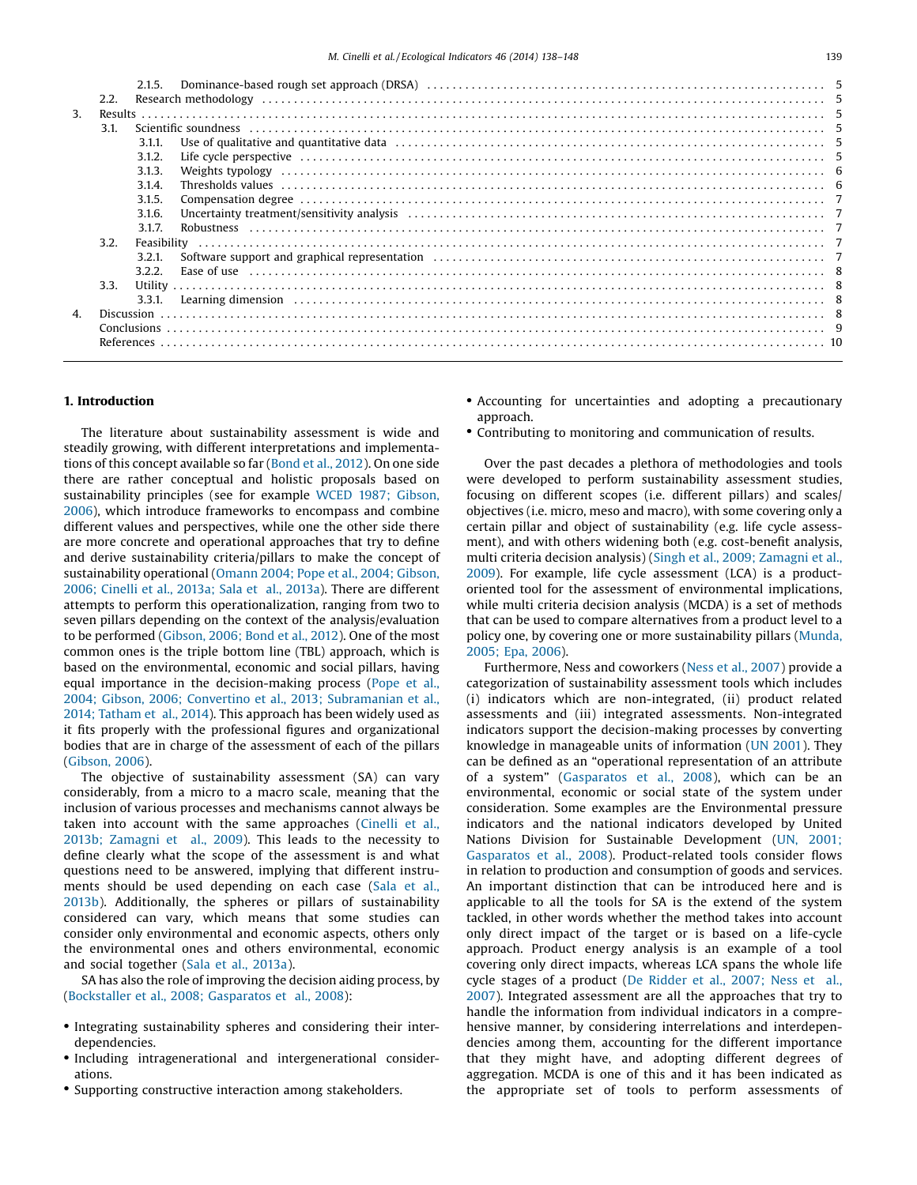2.1.5. Dominance-based rough set approach (DRSA) . . . 5
2.2. Research methodology . . . 5
3. Results . . . 5
3.1. Scientific soundness . . . 5
3.1.1. Use of qualitative and quantitative data . . . 5
3.1.2. Life cycle perspective . . . 5
3.1.3. Weights typology . . . 6
3.1.4. Thresholds values . . . 6
3.1.5. Compensation degree . . . 7
3.1.6. Uncertainty treatment/sensitivity analysis . . . 7
3.1.7. Robustness . . . 7
3.2. Feasibility . . . 7
3.2.1. Software support and graphical representation . . . 7
3.2.2. Ease of use . . . 8
3.3. Utility . . . 8
3.3.1. Learning dimension . . . 8
4. Discussion . . . 8
Conclusions . . . 9
References . . . 10

## 1. Introduction

The literature about sustainability assessment is wide and steadily growing, with different interpretations and implementations of this concept available so far (Bond et al., 2012). On one side there are rather conceptual and holistic proposals based on sustainability principles (see for example WCED 1987; Gibson, 2006), which introduce frameworks to encompass and combine different values and perspectives, while one the other side there are more concrete and operational approaches that try to define and derive sustainability criteria/pillars to make the concept of sustainability operational (Omann 2004; Pope et al., 2004; Gibson, 2006; Cinelli et al., 2013a; Sala et al., 2013a). There are different attempts to perform this operationalization, ranging from two to seven pillars depending on the context of the analysis/evaluation to be performed (Gibson, 2006; Bond et al., 2012). One of the most common ones is the triple bottom line (TBL) approach, which is based on the environmental, economic and social pillars, having equal importance in the decision-making process (Pope et al., 2004; Gibson, 2006; Convertino et al., 2013; Subramanian et al., 2014; Tatham et al., 2014). This approach has been widely used as it fits properly with the professional figures and organizational bodies that are in charge of the assessment of each of the pillars (Gibson, 2006).

The objective of sustainability assessment (SA) can vary considerably, from a micro to a macro scale, meaning that the inclusion of various processes and mechanisms cannot always be taken into account with the same approaches (Cinelli et al., 2013b; Zamagni et al., 2009). This leads to the necessity to define clearly what the scope of the assessment is and what questions need to be answered, implying that different instruments should be used depending on each case (Sala et al., 2013b). Additionally, the spheres or pillars of sustainability considered can vary, which means that some studies can consider only environmental and economic aspects, others only the environmental ones and others environmental, economic and social together (Sala et al., 2013a).

SA has also the role of improving the decision aiding process, by (Bockstaller et al., 2008; Gasparatos et al., 2008):

- Integrating sustainability spheres and considering their interdependencies.
- Including intragenerational and intergenerational considerations.
- Supporting constructive interaction among stakeholders.
- Accounting for uncertainties and adopting a precautionary approach.
- Contributing to monitoring and communication of results.

Over the past decades a plethora of methodologies and tools were developed to perform sustainability assessment studies, focusing on different scopes (i.e. different pillars) and scales/objectives (i.e. micro, meso and macro), with some covering only a certain pillar and object of sustainability (e.g. life cycle assessment), and with others widening both (e.g. cost-benefit analysis, multi criteria decision analysis) (Singh et al., 2009; Zamagni et al., 2009). For example, life cycle assessment (LCA) is a product-oriented tool for the assessment of environmental implications, while multi criteria decision analysis (MCDA) is a set of methods that can be used to compare alternatives from a product level to a policy one, by covering one or more sustainability pillars (Munda, 2005; Epa, 2006).

Furthermore, Ness and coworkers (Ness et al., 2007) provide a categorization of sustainability assessment tools which includes (i) indicators which are non-integrated, (ii) product related assessments and (iii) integrated assessments. Non-integrated indicators support the decision-making processes by converting knowledge in manageable units of information (UN 2001). They can be defined as an "operational representation of an attribute of a system" (Gasparatos et al., 2008), which can be an environmental, economic or social state of the system under consideration. Some examples are the Environmental pressure indicators and the national indicators developed by United Nations Division for Sustainable Development (UN, 2001; Gasparatos et al., 2008). Product-related tools consider flows in relation to production and consumption of goods and services. An important distinction that can be introduced here and is applicable to all the tools for SA is the extend of the system tackled, in other words whether the method takes into account only direct impact of the target or is based on a life-cycle approach. Product energy analysis is an example of a tool covering only direct impacts, whereas LCA spans the whole life cycle stages of a product (De Ridder et al., 2007; Ness et al., 2007). Integrated assessment are all the approaches that try to handle the information from individual indicators in a comprehensive manner, by considering interrelations and interdependencies among them, accounting for the different importance that they might have, and adopting different degrees of aggregation. MCDA is one of this and it has been indicated as the appropriate set of tools to perform assessments of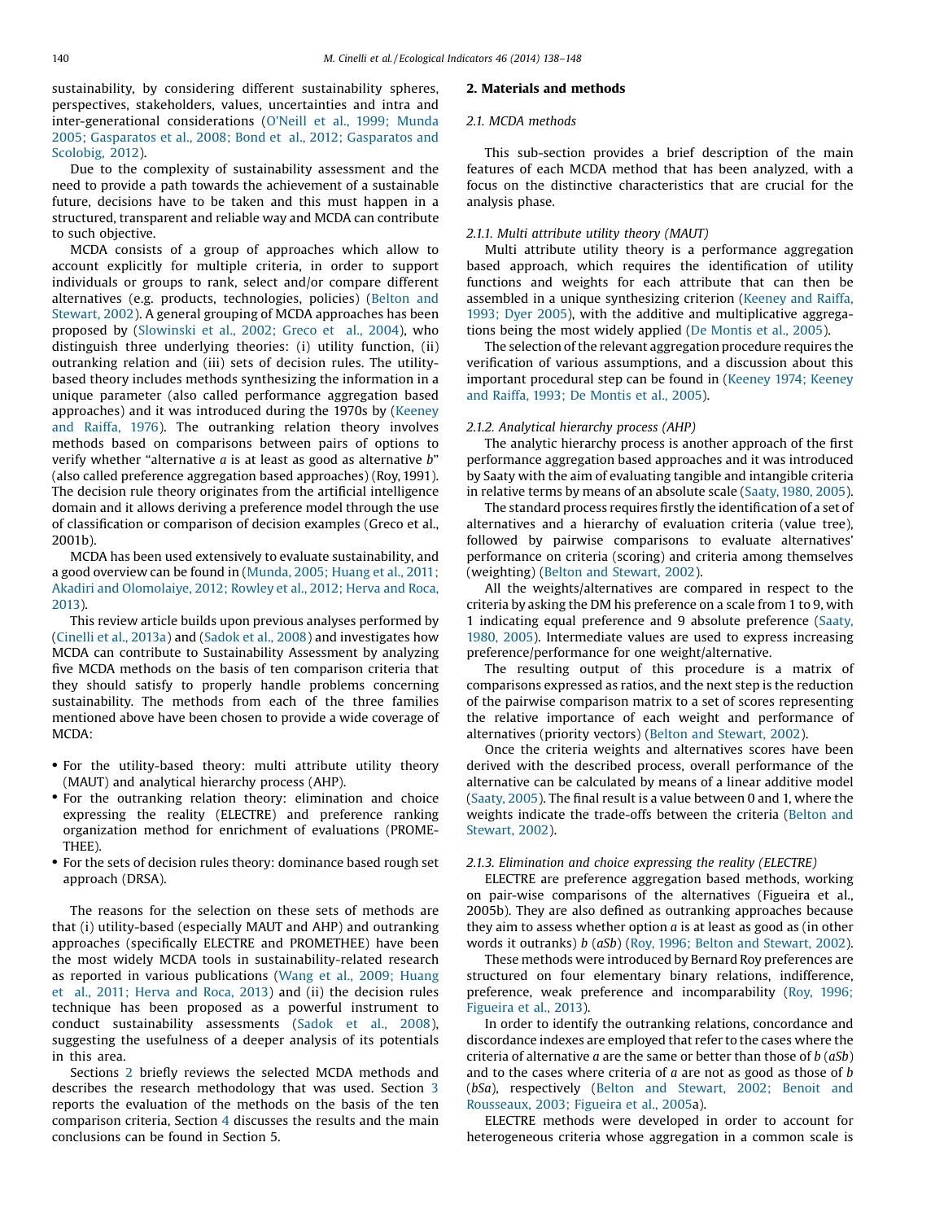sustainability, by considering different sustainability spheres, perspectives, stakeholders, values, uncertainties and intra and inter-generational considerations (O'Neill et al., 1999; Munda 2005; Gasparatos et al., 2008; Bond et al., 2012; Gasparatos and Scolobig, 2012).

Due to the complexity of sustainability assessment and the need to provide a path towards the achievement of a sustainable future, decisions have to be taken and this must happen in a structured, transparent and reliable way and MCDA can contribute to such objective.

MCDA consists of a group of approaches which allow to account explicitly for multiple criteria, in order to support individuals or groups to rank, select and/or compare different alternatives (e.g. products, technologies, policies) (Belton and Stewart, 2002). A general grouping of MCDA approaches has been proposed by (Slowinski et al., 2002; Greco et al., 2004), who distinguish three underlying theories: (i) utility function, (ii) outranking relation and (iii) sets of decision rules. The utility-based theory includes methods synthesizing the information in a unique parameter (also called performance aggregation based approaches) and it was introduced during the 1970s by (Keeney and Raiffa, 1976). The outranking relation theory involves methods based on comparisons between pairs of options to verify whether "alternative *a* is at least as good as alternative *b*" (also called preference aggregation based approaches) (Roy, 1991). The decision rule theory originates from the artificial intelligence domain and it allows deriving a preference model through the use of classification or comparison of decision examples (Greco et al., 2001b).

MCDA has been used extensively to evaluate sustainability, and a good overview can be found in (Munda, 2005; Huang et al., 2011; Akadiri and Olomolaiye, 2012; Rowley et al., 2012; Herva and Roca, 2013).

This review article builds upon previous analyses performed by (Cinelli et al., 2013a) and (Sadok et al., 2008) and investigates how MCDA can contribute to Sustainability Assessment by analyzing five MCDA methods on the basis of ten comparison criteria that they should satisfy to properly handle problems concerning sustainability. The methods from each of the three families mentioned above have been chosen to provide a wide coverage of MCDA:

- For the utility-based theory: multi attribute utility theory (MAUT) and analytical hierarchy process (AHP).
- For the outranking relation theory: elimination and choice expressing the reality (ELECTRE) and preference ranking organization method for enrichment of evaluations (PROMETHEE).
- For the sets of decision rules theory: dominance based rough set approach (DRSA).

The reasons for the selection on these sets of methods are that (i) utility-based (especially MAUT and AHP) and outranking approaches (specifically ELECTRE and PROMETHEE) have been the most widely used MCDA tools in sustainability-related research as reported in various publications (Wang et al., 2009; Huang et al., 2011; Herva and Roca, 2013) and (ii) the decision rules technique has been proposed as a powerful instrument to conduct sustainability assessments (Sadok et al., 2008), suggesting the usefulness of a deeper analysis of its potentials in this area.

Sections 2 briefly reviews the selected MCDA methods and describes the research methodology that was used. Section 3 reports the evaluation of the methods on the basis of the ten comparison criteria, Section 4 discusses the results and the main conclusions can be found in Section 5.

## 2. Materials and methods

### 2.1. MCDA methods

This sub-section provides a brief description of the main features of each MCDA method that has been analyzed, with a focus on the distinctive characteristics that are crucial for the analysis phase.

#### 2.1.1. Multi attribute utility theory (MAUT)

Multi attribute utility theory is a performance aggregation based approach, which requires the identification of utility functions and weights for each attribute that can then be assembled in a unique synthesizing criterion (Keeney and Raiffa, 1993; Dyer 2005), with the additive and multiplicative aggregations being the most widely applied (De Montis et al., 2005).

The selection of the relevant aggregation procedure requires the verification of various assumptions, and a discussion about this important procedural step can be found in (Keeney 1974; Keeney and Raiffa, 1993; De Montis et al., 2005).

#### 2.1.2. Analytical hierarchy process (AHP)

The analytic hierarchy process is another approach of the first performance aggregation based approaches and it was introduced by Saaty with the aim of evaluating tangible and intangible criteria in relative terms by means of an absolute scale (Saaty, 1980, 2005).

The standard process requires firstly the identification of a set of alternatives and a hierarchy of evaluation criteria (value tree), followed by pairwise comparisons to evaluate alternatives' performance on criteria (scoring) and criteria among themselves (weighting) (Belton and Stewart, 2002).

All the weights/alternatives are compared in respect to the criteria by asking the DM his preference on a scale from 1 to 9, with 1 indicating equal preference and 9 absolute preference (Saaty, 1980, 2005). Intermediate values are used to express increasing preference/performance for one weight/alternative.

The resulting output of this procedure is a matrix of comparisons expressed as ratios, and the next step is the reduction of the pairwise comparison matrix to a set of scores representing the relative importance of each weight and performance of alternatives (priority vectors) (Belton and Stewart, 2002).

Once the criteria weights and alternatives scores have been derived with the described process, overall performance of the alternative can be calculated by means of a linear additive model (Saaty, 2005). The final result is a value between 0 and 1, where the weights indicate the trade-offs between the criteria (Belton and Stewart, 2002).

#### 2.1.3. Elimination and choice expressing the reality (ELECTRE)

ELECTRE are preference aggregation based methods, working on pair-wise comparisons of the alternatives (Figueira et al., 2005b). They are also defined as outranking approaches because they aim to assess whether option *a* is at least as good as (in other words it outranks) *b* (*aSb*) (Roy, 1996; Belton and Stewart, 2002).

These methods were introduced by Bernard Roy preferences are structured on four elementary binary relations, indifference, preference, weak preference and incomparability (Roy, 1996; Figueira et al., 2013).

In order to identify the outranking relations, concordance and discordance indexes are employed that refer to the cases where the criteria of alternative *a* are the same or better than those of *b* (*aSb*) and to the cases where criteria of *a* are not as good as those of *b* (*bSa*), respectively (Belton and Stewart, 2002; Benoit and Rousseaux, 2003; Figueira et al., 2005a).

ELECTRE methods were developed in order to account for heterogeneous criteria whose aggregation in a common scale is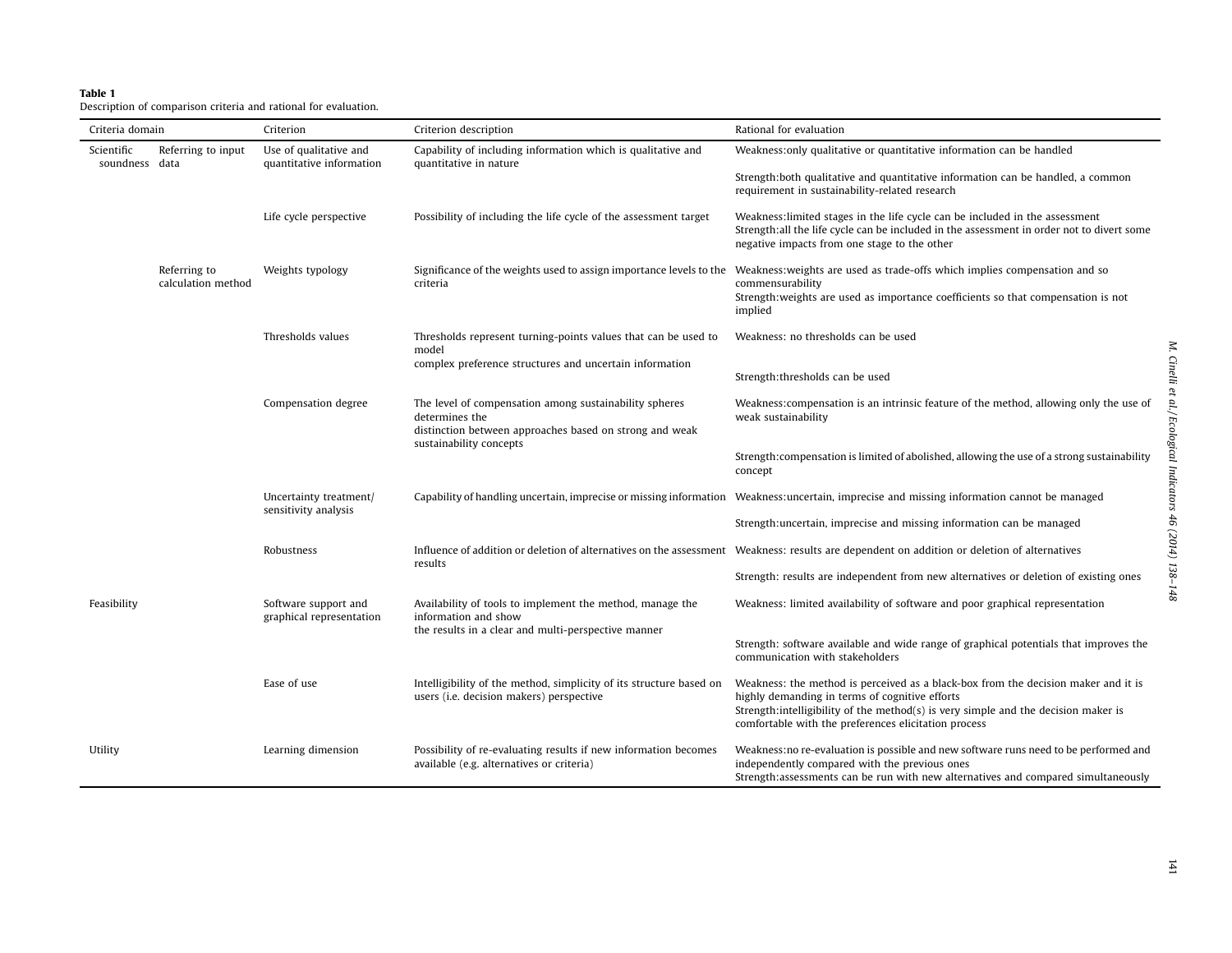**Table 1**
Description of comparison criteria and rational for evaluation.

| Criteria domain | | Criterion | Criterion description | Rational for evaluation |
|---|---|---|---|---|
| Scientific soundness | Referring to input data | Use of qualitative and quantitative information | Capability of including information which is qualitative and quantitative in nature | Weakness:only qualitative or quantitative information can be handled<br>Strength:both qualitative and quantitative information can be handled, a common requirement in sustainability-related research |
| | | Life cycle perspective | Possibility of including the life cycle of the assessment target | Weakness:limited stages in the life cycle can be included in the assessment<br>Strength:all the life cycle can be included in the assessment in order not to divert some negative impacts from one stage to the other |
| | Referring to calculation method | Weights typology | Significance of the weights used to assign importance levels to the criteria | Weakness:weights are used as trade-offs which implies compensation and so commensurability<br>Strength:weights are used as importance coefficients so that compensation is not implied |
| | | Thresholds values | Thresholds represent turning-points values that can be used to model complex preference structures and uncertain information | Weakness: no thresholds can be used<br>Strength:thresholds can be used |
| | | Compensation degree | The level of compensation among sustainability spheres determines the distinction between approaches based on strong and weak sustainability concepts | Weakness:compensation is an intrinsic feature of the method, allowing only the use of weak sustainability<br>Strength:compensation is limited of abolished, allowing the use of a strong sustainability concept |
| | | Uncertainty treatment/ sensitivity analysis | Capability of handling uncertain, imprecise or missing information | Weakness:uncertain, imprecise and missing information cannot be managed<br>Strength:uncertain, imprecise and missing information can be managed |
| | | Robustness | Influence of addition or deletion of alternatives on the assessment results | Weakness: results are dependent on addition or deletion of alternatives<br>Strength: results are independent from new alternatives or deletion of existing ones |
| Feasibility | | Software support and graphical representation | Availability of tools to implement the method, manage the information and show the results in a clear and multi-perspective manner | Weakness: limited availability of software and poor graphical representation<br>Strength: software available and wide range of graphical potentials that improves the communication with stakeholders |
| | | Ease of use | Intelligibility of the method, simplicity of its structure based on users (i.e. decision makers) perspective | Weakness: the method is perceived as a black-box from the decision maker and it is highly demanding in terms of cognitive efforts<br>Strength:intelligibility of the method(s) is very simple and the decision maker is comfortable with the preferences elicitation process |
| Utility | | Learning dimension | Possibility of re-evaluating results if new information becomes available (e.g. alternatives or criteria) | Weakness:no re-evaluation is possible and new software runs need to be performed and independently compared with the previous ones<br>Strength:assessments can be run with new alternatives and compared simultaneously |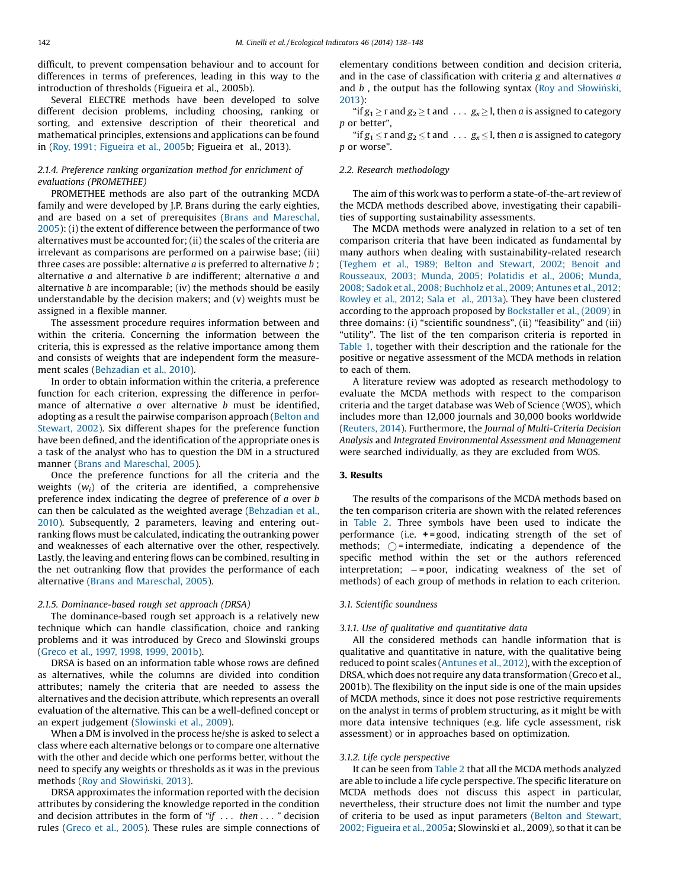difficult, to prevent compensation behaviour and to account for differences in terms of preferences, leading in this way to the introduction of thresholds (Figueira et al., 2005b).

Several ELECTRE methods have been developed to solve different decision problems, including choosing, ranking or sorting, and extensive description of their theoretical and mathematical principles, extensions and applications can be found in (Roy, 1991; Figueira et al., 2005b; Figueira et al., 2013).

#### 2.1.4. Preference ranking organization method for enrichment of evaluations (PROMETHEE)

PROMETHEE methods are also part of the outranking MCDA family and were developed by J.P. Brans during the early eighties, and are based on a set of prerequisites (Brans and Mareschal, 2005): (i) the extent of difference between the performance of two alternatives must be accounted for; (ii) the scales of the criteria are irrelevant as comparisons are performed on a pairwise base; (iii) three cases are possible: alternative *a* is preferred to alternative *b* ; alternative *a* and alternative *b* are indifferent; alternative *a* and alternative *b* are incomparable; (iv) the methods should be easily understandable by the decision makers; and (v) weights must be assigned in a flexible manner.

The assessment procedure requires information between and within the criteria. Concerning the information between the criteria, this is expressed as the relative importance among them and consists of weights that are independent form the measurement scales (Behzadian et al., 2010).

In order to obtain information within the criteria, a preference function for each criterion, expressing the difference in performance of alternative *a* over alternative *b* must be identified, adopting as a result the pairwise comparison approach (Belton and Stewart, 2002). Six different shapes for the preference function have been defined, and the identification of the appropriate ones is a task of the analyst who has to question the DM in a structured manner (Brans and Mareschal, 2005).

Once the preference functions for all the criteria and the weights ($w_i$) of the criteria are identified, a comprehensive preference index indicating the degree of preference of *a* over *b* can then be calculated as the weighted average (Behzadian et al., 2010). Subsequently, 2 parameters, leaving and entering outranking flows must be calculated, indicating the outranking power and weaknesses of each alternative over the other, respectively. Lastly, the leaving and entering flows can be combined, resulting in the net outranking flow that provides the performance of each alternative (Brans and Mareschal, 2005).

#### 2.1.5. Dominance-based rough set approach (DRSA)

The dominance-based rough set approach is a relatively new technique which can handle classification, choice and ranking problems and it was introduced by Greco and Slowinski groups (Greco et al., 1997, 1998, 1999, 2001b).

DRSA is based on an information table whose rows are defined as alternatives, while the columns are divided into condition attributes; namely the criteria that are needed to assess the alternatives and the decision attribute, which represents an overall evaluation of the alternative. This can be a well-defined concept or an expert judgement (Slowinski et al., 2009).

When a DM is involved in the process he/she is asked to select a class where each alternative belongs or to compare one alternative with the other and decide which one performs better, without the need to specify any weights or thresholds as it was in the previous methods (Roy and Słowiński, 2013).

DRSA approximates the information reported with the decision attributes by considering the knowledge reported in the condition and decision attributes in the form of "*if ... then ...*" decision rules (Greco et al., 2005). These rules are simple connections of elementary conditions between condition and decision criteria, and in the case of classification with criteria *g* and alternatives *a* and *b* , the output has the following syntax (Roy and Słowiński, 2013):

"if $g_1 \geq$ r and $g_2 \geq$ t and ... $g_x \geq$ l, then *a* is assigned to category *p* or better",

"if $g_1 \leq$ r and $g_2 \leq$ t and ... $g_x \leq$ l, then *a* is assigned to category *p* or worse".

### 2.2. Research methodology

The aim of this work was to perform a state-of-the-art review of the MCDA methods described above, investigating their capabilities of supporting sustainability assessments.

The MCDA methods were analyzed in relation to a set of ten comparison criteria that have been indicated as fundamental by many authors when dealing with sustainability-related research (Teghem et al., 1989; Belton and Stewart, 2002; Benoit and Rousseaux, 2003; Munda, 2005; Polatidis et al., 2006; Munda, 2008; Sadok et al., 2008; Buchholz et al., 2009; Antunes et al., 2012; Rowley et al., 2012; Sala et al., 2013a). They have been clustered according to the approach proposed by Bockstaller et al., (2009) in three domains: (i) "scientific soundness", (ii) "feasibility" and (iii) "utility". The list of the ten comparison criteria is reported in Table 1, together with their description and the rationale for the positive or negative assessment of the MCDA methods in relation to each of them.

A literature review was adopted as research methodology to evaluate the MCDA methods with respect to the comparison criteria and the target database was Web of Science (WOS), which includes more than 12,000 journals and 30,000 books worldwide (Reuters, 2014). Furthermore, the *Journal of Multi-Criteria Decision Analysis* and *Integrated Environmental Assessment and Management* were searched individually, as they are excluded from WOS.

## 3. Results

The results of the comparisons of the MCDA methods based on the ten comparison criteria are shown with the related references in Table 2. Three symbols have been used to indicate the performance (i.e. **+** = good, indicating strength of the set of methods; ○ = intermediate, indicating a dependence of the specific method within the set or the authors referenced interpretation; − = poor, indicating weakness of the set of methods) of each group of methods in relation to each criterion.

### 3.1. Scientific soundness

#### 3.1.1. Use of qualitative and quantitative data

All the considered methods can handle information that is qualitative and quantitative in nature, with the qualitative being reduced to point scales (Antunes et al., 2012), with the exception of DRSA, which does not require any data transformation (Greco et al., 2001b). The flexibility on the input side is one of the main upsides of MCDA methods, since it does not pose restrictive requirements on the analyst in terms of problem structuring, as it might be with more data intensive techniques (e.g. life cycle assessment, risk assessment) or in approaches based on optimization.

#### 3.1.2. Life cycle perspective

It can be seen from Table 2 that all the MCDA methods analyzed are able to include a life cycle perspective. The specific literature on MCDA methods does not discuss this aspect in particular, nevertheless, their structure does not limit the number and type of criteria to be used as input parameters (Belton and Stewart, 2002; Figueira et al., 2005a; Slowinski et al., 2009), so that it can be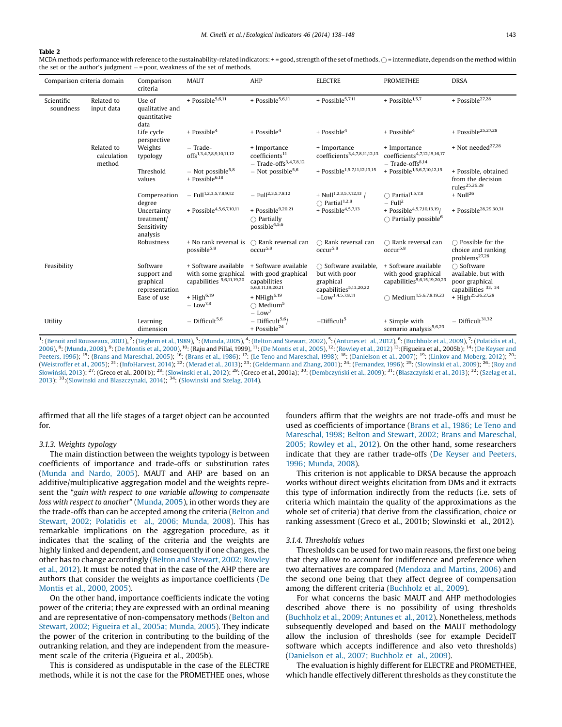**Table 2**
MCDA methods performance with reference to the sustainability-related indicators: + = good, strength of the set of methods, ◯ = intermediate, depends on the method within the set or the author's judgment − = poor, weakness of the set of methods.

| Comparison criteria domain | | Comparison criteria | MAUT | AHP | ELECTRE | PROMETHEE | DRSA |
|---|---|---|---|---|---|---|---|
| Scientific soundness | Related to input data | Use of qualitative and quantitative data | + Possible[5,6,11] | + Possible[5,6,11] | + Possible[5,7,11] | + Possible[1,5,7] | + Possible[27,28] |
| | | Life cycle perspective | + Possible[4] | + Possible[4] | + Possible[4] | + Possible[4] | + Possible[25,27,28] |
| | Related to calculation method | Weights typology | − Trade-offs[1,3,4,7,8,9,10,11,12] | + Importance coefficients[11] − Trade-offs[3,4,7,8,12] | + Importance coefficients[3,4,7,8,11,12,13] | + Importance coefficients[4,7,12,15,16,17] − Trade-offs[8,14] | + Not needed[27,28] |
| | | Threshold values | − Not possible[5,8] + Possible[6,18] | − Not possible[5,6] | + Possible[1,5,7,11,12,13,15] | + Possible[1,5,6,7,10,12,15] | + Possible, obtained from the decision rules[25,26,28] |
| | | Compensation degree | − Full[1,2,3,5,7,8,9,12] | − Full[2,3,5,7,8,12] | + Null[1,2,3,5,7,12,13] / ◯ Partial[1,2,8] | ◯ Partial[1,5,7,8] − Full[2] | + Null[26] |
| | | Uncertainty treatment/ Sensitivity analysis | + Possible[4,5,6,7,10,11] | + Possible[9,20,21] ◯ Partially possible[4,5,6] | + Possible[4,5,7,13] | + Possible[4,5,7,10,13,19]/ ◯ Partially possible[6] | + Possible[28,29,30,31] |
| | | Robustness | + No rank reversal is possible[5,8] | ◯ Rank reversal can occur[5,8] | ◯ Rank reversal can occur[5,8] | ◯ Rank reversal can occur[5,8] | ◯ Possible for the choice and ranking problems[27,28] |
| Feasibility | | Software support and graphical representation | + Software available with some graphical capabilities [5,6,11,19,20] | + Software available with good graphical capabilities [5,6,9,11,19,20,21] | ◯ Software available, but with poor graphical capabilities[5,13,20,22] | + Software available with good graphical capabilities[5,6,15,19,20,23] | ◯ Software available, but with poor graphical capabilities [33, 34] |
| | | Ease of use | + High[6,19] − Low[7,8] | + NHigh[6,19] ◯ Medium[5] − Low[7] | −Low[1,4,5,7,8,11] | ◯ Medium[1,5,6,7,8,19,23] | + High[25,26,27,28] |
| Utility | | Learning dimension | − Difficult[5,6] | − Difficult[5,6]/ + Possible[24] | −Difficult[5] | + Simple with scenario analysis[5,6,23] | − Difficult[31,32] |

[1]: (Benoit and Rousseaux, 2003), [2]: (Teghem et al., 1989), [3]: (Munda, 2005), [4]: (Belton and Stewart, 2002), [5]: (Antunes et al., 2012), [6]: (Buchholz et al., 2009), [7]: (Polatidis et al., 2006), [8]: (Munda, 2008), [9]: (De Montis et al., 2000), [10]: (Raju and Pillai, 1999), [11]: (De Montis et al., 2005), [12]: (Rowley et al., 2012) [13]:(Figueira et al., 2005b); [14]: (De Keyser and Peeters, 1996); [15]: (Brans and Mareschal, 2005); [16]: (Brans et al., 1986); [17]: (Le Teno and Mareschal, 1998); [18]: (Danielson et al., 2007); [19]: (Linkov and Moberg, 2012); [20]: (Weistroffer et al., 2005); [21]: (InfoHarvest, 2014); [22]: (Merad et al., 2013); [23]: (Geldermann and Zhang, 2001); [24]: (Fernandez, 1996); [25]: (Slowinski et al., 2009); [26]: (Roy and Słowiński, 2013); [27]: (Greco et al., 2001b); [28]: (Slowinski et al., 2012); [29]: (Greco et al., 2001a); [30]: (Dembczyński et al., 2009); [31]: (Błaszczyński et al., 2013); [32]: (Szelag et al., 2013); [33]:(Slowinski and Blaszczynaki, 2014); [34]: (Slowinski and Szelag, 2014).

affirmed that all the life stages of a target object can be accounted for.

### 3.1.3. Weights typology

The main distinction between the weights typology is between coefficients of importance and trade-offs or substitution rates (Munda and Nardo, 2005). MAUT and AHP are based on an additive/multiplicative aggregation model and the weights represent the "*gain with respect to one variable allowing to compensate loss with respect to another*" (Munda, 2005), in other words they are the trade-offs than can be accepted among the criteria (Belton and Stewart, 2002; Polatidis et al., 2006; Munda, 2008). This has remarkable implications on the aggregation procedure, as it indicates that the scaling of the criteria and the weights are highly linked and dependent, and consequently if one changes, the other has to change accordingly (Belton and Stewart, 2002; Rowley et al., 2012). It must be noted that in the case of the AHP there are authors that consider the weights as importance coefficients (De Montis et al., 2000, 2005).

On the other hand, importance coefficients indicate the voting power of the criteria; they are expressed with an ordinal meaning and are representative of non-compensatory methods (Belton and Stewart, 2002; Figueira et al., 2005a; Munda, 2005). They indicate the power of the criterion in contributing to the building of the outranking relation, and they are independent from the measurement scale of the criteria (Figueira et al., 2005b).

This is considered as undisputable in the case of the ELECTRE methods, while it is not the case for the PROMETHEE ones, whose founders affirm that the weights are not trade-offs and must be used as coefficients of importance (Brans et al., 1986; Le Teno and Mareschal, 1998; Belton and Stewart, 2002; Brans and Mareschal, 2005; Rowley et al., 2012). On the other hand, some researchers indicate that they are rather trade-offs (De Keyser and Peeters, 1996; Munda, 2008).

This criterion is not applicable to DRSA because the approach works without direct weights elicitation from DMs and it extracts this type of information indirectly from the reducts (i.e. sets of criteria which maintain the quality of the approximations as the whole set of criteria) that derive from the classification, choice or ranking assessment (Greco et al., 2001b; Slowinski et al., 2012).

### 3.1.4. Thresholds values

Thresholds can be used for two main reasons, the first one being that they allow to account for indifference and preference when two alternatives are compared (Mendoza and Martins, 2006) and the second one being that they affect degree of compensation among the different criteria (Buchholz et al., 2009).

For what concerns the basic MAUT and AHP methodologies described above there is no possibility of using thresholds (Buchholz et al., 2009; Antunes et al., 2012). Nonetheless, methods subsequently developed and based on the MAUT methodology allow the inclusion of thresholds (see for example DecideIT software which accepts indifference and also veto thresholds) (Danielson et al., 2007; Buchholz et al., 2009).

The evaluation is highly different for ELECTRE and PROMETHEE, which handle effectively different thresholds as they constitute the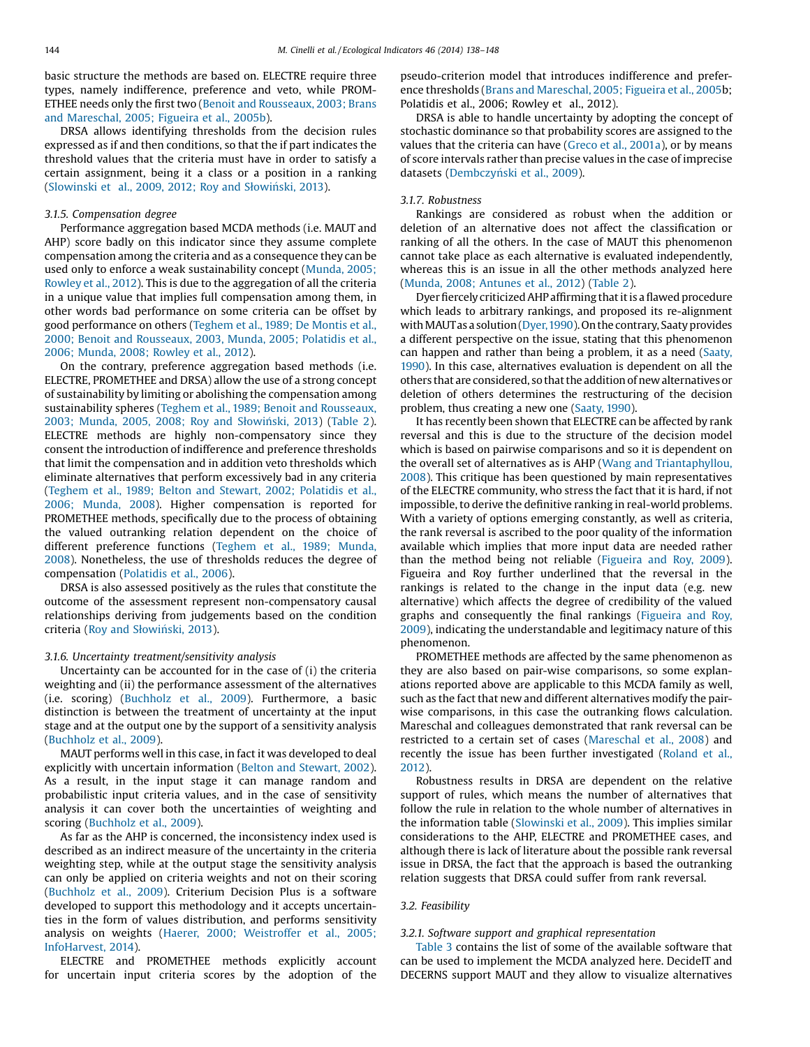basic structure the methods are based on. ELECTRE require three types, namely indifference, preference and veto, while PROMETHEE needs only the first two (Benoit and Rousseaux, 2003; Brans and Mareschal, 2005; Figueira et al., 2005b).

DRSA allows identifying thresholds from the decision rules expressed as if and then conditions, so that the if part indicates the threshold values that the criteria must have in order to satisfy a certain assignment, being it a class or a position in a ranking (Slowinski et al., 2009, 2012; Roy and Słowiński, 2013).

#### 3.1.5. Compensation degree

Performance aggregation based MCDA methods (i.e. MAUT and AHP) score badly on this indicator since they assume complete compensation among the criteria and as a consequence they can be used only to enforce a weak sustainability concept (Munda, 2005; Rowley et al., 2012). This is due to the aggregation of all the criteria in a unique value that implies full compensation among them, in other words bad performance on some criteria can be offset by good performance on others (Teghem et al., 1989; De Montis et al., 2000; Benoit and Rousseaux, 2003, Munda, 2005; Polatidis et al., 2006; Munda, 2008; Rowley et al., 2012).

On the contrary, preference aggregation based methods (i.e. ELECTRE, PROMETHEE and DRSA) allow the use of a strong concept of sustainability by limiting or abolishing the compensation among sustainability spheres (Teghem et al., 1989; Benoit and Rousseaux, 2003; Munda, 2005, 2008; Roy and Słowiński, 2013) (Table 2). ELECTRE methods are highly non-compensatory since they consent the introduction of indifference and preference thresholds that limit the compensation and in addition veto thresholds which eliminate alternatives that perform excessively bad in any criteria (Teghem et al., 1989; Belton and Stewart, 2002; Polatidis et al., 2006; Munda, 2008). Higher compensation is reported for PROMETHEE methods, specifically due to the process of obtaining the valued outranking relation dependent on the choice of different preference functions (Teghem et al., 1989; Munda, 2008). Nonetheless, the use of thresholds reduces the degree of compensation (Polatidis et al., 2006).

DRSA is also assessed positively as the rules that constitute the outcome of the assessment represent non-compensatory causal relationships deriving from judgements based on the condition criteria (Roy and Słowiński, 2013).

#### 3.1.6. Uncertainty treatment/sensitivity analysis

Uncertainty can be accounted for in the case of (i) the criteria weighting and (ii) the performance assessment of the alternatives (i.e. scoring) (Buchholz et al., 2009). Furthermore, a basic distinction is between the treatment of uncertainty at the input stage and at the output one by the support of a sensitivity analysis (Buchholz et al., 2009).

MAUT performs well in this case, in fact it was developed to deal explicitly with uncertain information (Belton and Stewart, 2002). As a result, in the input stage it can manage random and probabilistic input criteria values, and in the case of sensitivity analysis it can cover both the uncertainties of weighting and scoring (Buchholz et al., 2009).

As far as the AHP is concerned, the inconsistency index used is described as an indirect measure of the uncertainty in the criteria weighting step, while at the output stage the sensitivity analysis can only be applied on criteria weights and not on their scoring (Buchholz et al., 2009). Criterium Decision Plus is a software developed to support this methodology and it accepts uncertainties in the form of values distribution, and performs sensitivity analysis on weights (Haerer, 2000; Weistroffer et al., 2005; InfoHarvest, 2014).

ELECTRE and PROMETHEE methods explicitly account for uncertain input criteria scores by the adoption of the pseudo-criterion model that introduces indifference and preference thresholds (Brans and Mareschal, 2005; Figueira et al., 2005b; Polatidis et al., 2006; Rowley et al., 2012).

DRSA is able to handle uncertainty by adopting the concept of stochastic dominance so that probability scores are assigned to the values that the criteria can have (Greco et al., 2001a), or by means of score intervals rather than precise values in the case of imprecise datasets (Dembczyński et al., 2009).

#### 3.1.7. Robustness

Rankings are considered as robust when the addition or deletion of an alternative does not affect the classification or ranking of all the others. In the case of MAUT this phenomenon cannot take place as each alternative is evaluated independently, whereas this is an issue in all the other methods analyzed here (Munda, 2008; Antunes et al., 2012) (Table 2).

Dyer fiercely criticized AHP affirming that it is a flawed procedure which leads to arbitrary rankings, and proposed its re-alignment with MAUT as a solution (Dyer, 1990). On the contrary, Saaty provides a different perspective on the issue, stating that this phenomenon can happen and rather than being a problem, it as a need (Saaty, 1990). In this case, alternatives evaluation is dependent on all the others that are considered, so that the addition of new alternatives or deletion of others determines the restructuring of the decision problem, thus creating a new one (Saaty, 1990).

It has recently been shown that ELECTRE can be affected by rank reversal and this is due to the structure of the decision model which is based on pairwise comparisons and so it is dependent on the overall set of alternatives as is AHP (Wang and Triantaphyllou, 2008). This critique has been questioned by main representatives of the ELECTRE community, who stress the fact that it is hard, if not impossible, to derive the definitive ranking in real-world problems. With a variety of options emerging constantly, as well as criteria, the rank reversal is ascribed to the poor quality of the information available which implies that more input data are needed rather than the method being not reliable (Figueira and Roy, 2009). Figueira and Roy further underlined that the reversal in the rankings is related to the change in the input data (e.g. new alternative) which affects the degree of credibility of the valued graphs and consequently the final rankings (Figueira and Roy, 2009), indicating the understandable and legitimacy nature of this phenomenon.

PROMETHEE methods are affected by the same phenomenon as they are also based on pair-wise comparisons, so some explanations reported above are applicable to this MCDA family as well, such as the fact that new and different alternatives modify the pair-wise comparisons, in this case the outranking flows calculation. Mareschal and colleagues demonstrated that rank reversal can be restricted to a certain set of cases (Mareschal et al., 2008) and recently the issue has been further investigated (Roland et al., 2012).

Robustness results in DRSA are dependent on the relative support of rules, which means the number of alternatives that follow the rule in relation to the whole number of alternatives in the information table (Slowinski et al., 2009). This implies similar considerations to the AHP, ELECTRE and PROMETHEE cases, and although there is lack of literature about the possible rank reversal issue in DRSA, the fact that the approach is based the outranking relation suggests that DRSA could suffer from rank reversal.

### 3.2. Feasibility

#### 3.2.1. Software support and graphical representation

Table 3 contains the list of some of the available software that can be used to implement the MCDA analyzed here. DecideIT and DECERNS support MAUT and they allow to visualize alternatives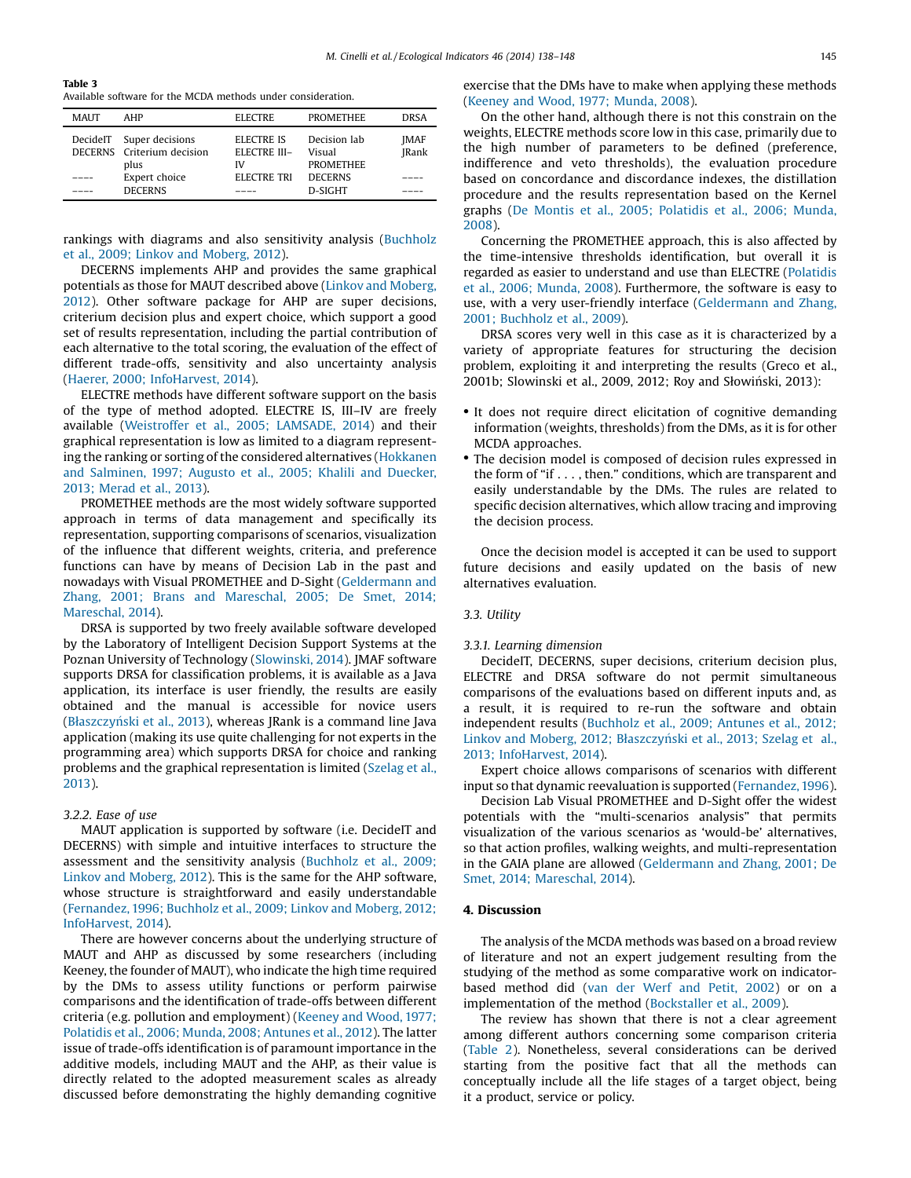**Table 3**
Available software for the MCDA methods under consideration.

| MAUT | AHP | ELECTRE | PROMETHEE | DRSA |
|---|---|---|---|---|
| DecideIT | Super decisions | ELECTRE IS | Decision lab | JMAF |
| DECERNS | Criterium decision plus | ELECTRE III–IV | Visual PROMETHEE | JRank |
| ---- | Expert choice | ELECTRE TRI | DECERNS | ---- |
| ---- | DECERNS | ---- | D-SIGHT | ---- |

rankings with diagrams and also sensitivity analysis (Buchholz et al., 2009; Linkov and Moberg, 2012).

DECERNS implements AHP and provides the same graphical potentials as those for MAUT described above (Linkov and Moberg, 2012). Other software package for AHP are super decisions, criterium decision plus and expert choice, which support a good set of results representation, including the partial contribution of each alternative to the total scoring, the evaluation of the effect of different trade-offs, sensitivity and also uncertainty analysis (Haerer, 2000; InfoHarvest, 2014).

ELECTRE methods have different software support on the basis of the type of method adopted. ELECTRE IS, III–IV are freely available (Weistroffer et al., 2005; LAMSADE, 2014) and their graphical representation is low as limited to a diagram representing the ranking or sorting of the considered alternatives (Hokkanen and Salminen, 1997; Augusto et al., 2005; Khalili and Duecker, 2013; Merad et al., 2013).

PROMETHEE methods are the most widely software supported approach in terms of data management and specifically its representation, supporting comparisons of scenarios, visualization of the influence that different weights, criteria, and preference functions can have by means of Decision Lab in the past and nowadays with Visual PROMETHEE and D-Sight (Geldermann and Zhang, 2001; Brans and Mareschal, 2005; De Smet, 2014; Mareschal, 2014).

DRSA is supported by two freely available software developed by the Laboratory of Intelligent Decision Support Systems at the Poznan University of Technology (Slowinski, 2014). JMAF software supports DRSA for classification problems, it is available as a Java application, its interface is user friendly, the results are easily obtained and the manual is accessible for novice users (Błaszczyński et al., 2013), whereas JRank is a command line Java application (making its use quite challenging for not experts in the programming area) which supports DRSA for choice and ranking problems and the graphical representation is limited (Szelag et al., 2013).

#### 3.2.2. Ease of use

MAUT application is supported by software (i.e. DecideIT and DECERNS) with simple and intuitive interfaces to structure the assessment and the sensitivity analysis (Buchholz et al., 2009; Linkov and Moberg, 2012). This is the same for the AHP software, whose structure is straightforward and easily understandable (Fernandez, 1996; Buchholz et al., 2009; Linkov and Moberg, 2012; InfoHarvest, 2014).

There are however concerns about the underlying structure of MAUT and AHP as discussed by some researchers (including Keeney, the founder of MAUT), who indicate the high time required by the DMs to assess utility functions or perform pairwise comparisons and the identification of trade-offs between different criteria (e.g. pollution and employment) (Keeney and Wood, 1977; Polatidis et al., 2006; Munda, 2008; Antunes et al., 2012). The latter issue of trade-offs identification is of paramount importance in the additive models, including MAUT and the AHP, as their value is directly related to the adopted measurement scales as already discussed before demonstrating the highly demanding cognitive exercise that the DMs have to make when applying these methods (Keeney and Wood, 1977; Munda, 2008).

On the other hand, although there is not this constrain on the weights, ELECTRE methods score low in this case, primarily due to the high number of parameters to be defined (preference, indifference and veto thresholds), the evaluation procedure based on concordance and discordance indexes, the distillation procedure and the results representation based on the Kernel graphs (De Montis et al., 2005; Polatidis et al., 2006; Munda, 2008).

Concerning the PROMETHEE approach, this is also affected by the time-intensive thresholds identification, but overall it is regarded as easier to understand and use than ELECTRE (Polatidis et al., 2006; Munda, 2008). Furthermore, the software is easy to use, with a very user-friendly interface (Geldermann and Zhang, 2001; Buchholz et al., 2009).

DRSA scores very well in this case as it is characterized by a variety of appropriate features for structuring the decision problem, exploiting it and interpreting the results (Greco et al., 2001b; Slowinski et al., 2009, 2012; Roy and Słowiński, 2013):

- It does not require direct elicitation of cognitive demanding information (weights, thresholds) from the DMs, as it is for other MCDA approaches.
- The decision model is composed of decision rules expressed in the form of "if . . . , then." conditions, which are transparent and easily understandable by the DMs. The rules are related to specific decision alternatives, which allow tracing and improving the decision process.

Once the decision model is accepted it can be used to support future decisions and easily updated on the basis of new alternatives evaluation.

### 3.3. Utility

#### 3.3.1. Learning dimension

DecideIT, DECERNS, super decisions, criterium decision plus, ELECTRE and DRSA software do not permit simultaneous comparisons of the evaluations based on different inputs and, as a result, it is required to re-run the software and obtain independent results (Buchholz et al., 2009; Antunes et al., 2012; Linkov and Moberg, 2012; Błaszczyński et al., 2013; Szelag et al., 2013; InfoHarvest, 2014).

Expert choice allows comparisons of scenarios with different input so that dynamic reevaluation is supported (Fernandez, 1996).

Decision Lab Visual PROMETHEE and D-Sight offer the widest potentials with the "multi-scenarios analysis" that permits visualization of the various scenarios as 'would-be' alternatives, so that action profiles, walking weights, and multi-representation in the GAIA plane are allowed (Geldermann and Zhang, 2001; De Smet, 2014; Mareschal, 2014).

## 4. Discussion

The analysis of the MCDA methods was based on a broad review of literature and not an expert judgement resulting from the studying of the method as some comparative work on indicator-based method did (van der Werf and Petit, 2002) or on a implementation of the method (Bockstaller et al., 2009).

The review has shown that there is not a clear agreement among different authors concerning some comparison criteria (Table 2). Nonetheless, several considerations can be derived starting from the positive fact that all the methods can conceptually include all the life stages of a target object, being it a product, service or policy.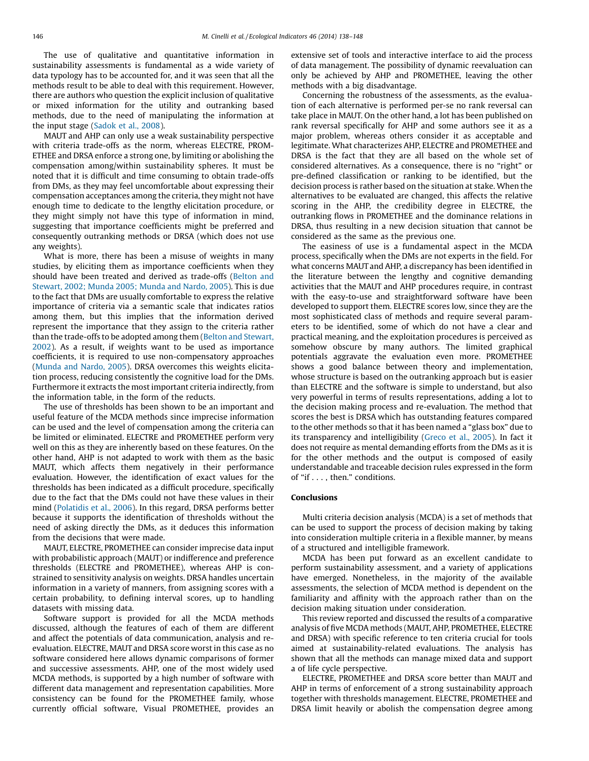The use of qualitative and quantitative information in sustainability assessments is fundamental as a wide variety of data typology has to be accounted for, and it was seen that all the methods result to be able to deal with this requirement. However, there are authors who question the explicit inclusion of qualitative or mixed information for the utility and outranking based methods, due to the need of manipulating the information at the input stage (Sadok et al., 2008).

MAUT and AHP can only use a weak sustainability perspective with criteria trade-offs as the norm, whereas ELECTRE, PROMETHEE and DRSA enforce a strong one, by limiting or abolishing the compensation among/within sustainability spheres. It must be noted that it is difficult and time consuming to obtain trade-offs from DMs, as they may feel uncomfortable about expressing their compensation acceptances among the criteria, they might not have enough time to dedicate to the lengthy elicitation procedure, or they might simply not have this type of information in mind, suggesting that importance coefficients might be preferred and consequently outranking methods or DRSA (which does not use any weights).

What is more, there has been a misuse of weights in many studies, by eliciting them as importance coefficients when they should have been treated and derived as trade-offs (Belton and Stewart, 2002; Munda 2005; Munda and Nardo, 2005). This is due to the fact that DMs are usually comfortable to express the relative importance of criteria via a semantic scale that indicates ratios among them, but this implies that the information derived represent the importance that they assign to the criteria rather than the trade-offs to be adopted among them (Belton and Stewart, 2002). As a result, if weights want to be used as importance coefficients, it is required to use non-compensatory approaches (Munda and Nardo, 2005). DRSA overcomes this weights elicitation process, reducing consistently the cognitive load for the DMs. Furthermore it extracts the most important criteria indirectly, from the information table, in the form of the reducts.

The use of thresholds has been shown to be an important and useful feature of the MCDA methods since imprecise information can be used and the level of compensation among the criteria can be limited or eliminated. ELECTRE and PROMETHEE perform very well on this as they are inherently based on these features. On the other hand, AHP is not adapted to work with them as the basic MAUT, which affects them negatively in their performance evaluation. However, the identification of exact values for the thresholds has been indicated as a difficult procedure, specifically due to the fact that the DMs could not have these values in their mind (Polatidis et al., 2006). In this regard, DRSA performs better because it supports the identification of thresholds without the need of asking directly the DMs, as it deduces this information from the decisions that were made.

MAUT, ELECTRE, PROMETHEE can consider imprecise data input with probabilistic approach (MAUT) or indifference and preference thresholds (ELECTRE and PROMETHEE), whereas AHP is constrained to sensitivity analysis on weights. DRSA handles uncertain information in a variety of manners, from assigning scores with a certain probability, to defining interval scores, up to handling datasets with missing data.

Software support is provided for all the MCDA methods discussed, although the features of each of them are different and affect the potentials of data communication, analysis and re-evaluation. ELECTRE, MAUT and DRSA score worst in this case as no software considered here allows dynamic comparisons of former and successive assessments. AHP, one of the most widely used MCDA methods, is supported by a high number of software with different data management and representation capabilities. More consistency can be found for the PROMETHEE family, whose currently official software, Visual PROMETHEE, provides an extensive set of tools and interactive interface to aid the process of data management. The possibility of dynamic reevaluation can only be achieved by AHP and PROMETHEE, leaving the other methods with a big disadvantage.

Concerning the robustness of the assessments, as the evaluation of each alternative is performed per-se no rank reversal can take place in MAUT. On the other hand, a lot has been published on rank reversal specifically for AHP and some authors see it as a major problem, whereas others consider it as acceptable and legitimate. What characterizes AHP, ELECTRE and PROMETHEE and DRSA is the fact that they are all based on the whole set of considered alternatives. As a consequence, there is no "right" or pre-defined classification or ranking to be identified, but the decision process is rather based on the situation at stake. When the alternatives to be evaluated are changed, this affects the relative scoring in the AHP, the credibility degree in ELECTRE, the outranking flows in PROMETHEE and the dominance relations in DRSA, thus resulting in a new decision situation that cannot be considered as the same as the previous one.

The easiness of use is a fundamental aspect in the MCDA process, specifically when the DMs are not experts in the field. For what concerns MAUT and AHP, a discrepancy has been identified in the literature between the lengthy and cognitive demanding activities that the MAUT and AHP procedures require, in contrast with the easy-to-use and straightforward software have been developed to support them. ELECTRE scores low, since they are the most sophisticated class of methods and require several parameters to be identified, some of which do not have a clear and practical meaning, and the exploitation procedures is perceived as somehow obscure by many authors. The limited graphical potentials aggravate the evaluation even more. PROMETHEE shows a good balance between theory and implementation, whose structure is based on the outranking approach but is easier than ELECTRE and the software is simple to understand, but also very powerful in terms of results representations, adding a lot to the decision making process and re-evaluation. The method that scores the best is DRSA which has outstanding features compared to the other methods so that it has been named a "glass box" due to its transparency and intelligibility (Greco et al., 2005). In fact it does not require as mental demanding efforts from the DMs as it is for the other methods and the output is composed of easily understandable and traceable decision rules expressed in the form of "if . . . , then." conditions.

## Conclusions

Multi criteria decision analysis (MCDA) is a set of methods that can be used to support the process of decision making by taking into consideration multiple criteria in a flexible manner, by means of a structured and intelligible framework.

MCDA has been put forward as an excellent candidate to perform sustainability assessment, and a variety of applications have emerged. Nonetheless, in the majority of the available assessments, the selection of MCDA method is dependent on the familiarity and affinity with the approach rather than on the decision making situation under consideration.

This review reported and discussed the results of a comparative analysis of five MCDA methods (MAUT, AHP, PROMETHEE, ELECTRE and DRSA) with specific reference to ten criteria crucial for tools aimed at sustainability-related evaluations. The analysis has shown that all the methods can manage mixed data and support a of life cycle perspective.

ELECTRE, PROMETHEE and DRSA score better than MAUT and AHP in terms of enforcement of a strong sustainability approach together with thresholds management. ELECTRE, PROMETHEE and DRSA limit heavily or abolish the compensation degree among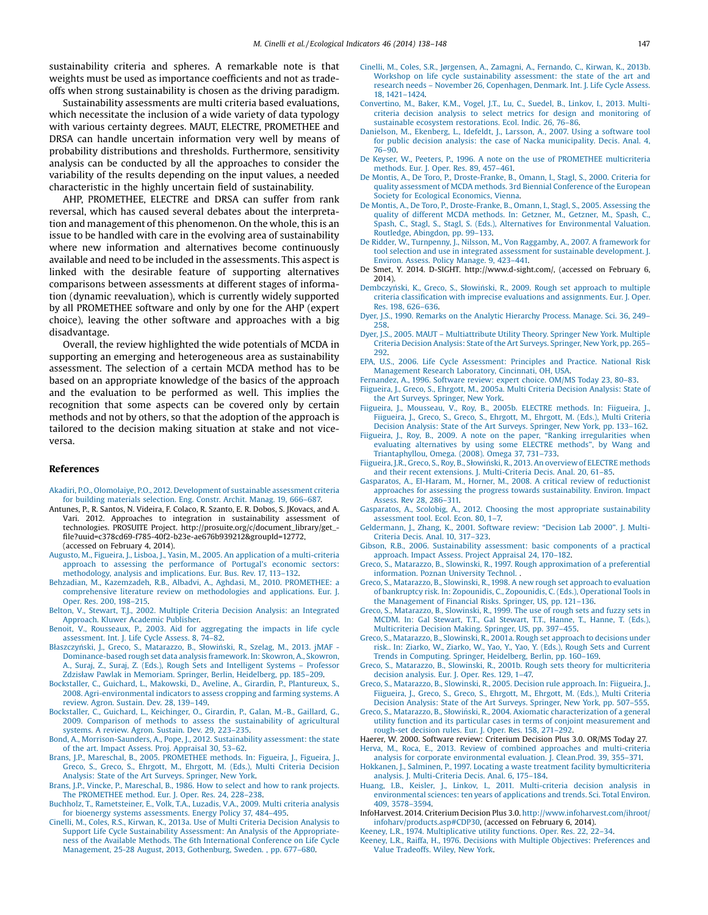sustainability criteria and spheres. A remarkable note is that weights must be used as importance coefficients and not as trade-offs when strong sustainability is chosen as the driving paradigm.

Sustainability assessments are multi criteria based evaluations, which necessitate the inclusion of a wide variety of data typology with various certainty degrees. MAUT, ELECTRE, PROMETHEE and DRSA can handle uncertain information very well by means of probability distributions and thresholds. Furthermore, sensitivity analysis can be conducted by all the approaches to consider the variability of the results depending on the input values, a needed characteristic in the highly uncertain field of sustainability.

AHP, PROMETHEE, ELECTRE and DRSA can suffer from rank reversal, which has caused several debates about the interpretation and management of this phenomenon. On the whole, this is an issue to be handled with care in the evolving area of sustainability where new information and alternatives become continuously available and need to be included in the assessments. This aspect is linked with the desirable feature of supporting alternatives comparisons between assessments at different stages of information (dynamic reevaluation), which is currently widely supported by all PROMETHEE software and only by one for the AHP (expert choice), leaving the other software and approaches with a big disadvantage.

Overall, the review highlighted the wide potentials of MCDA in supporting an emerging and heterogeneous area as sustainability assessment. The selection of a certain MCDA method has to be based on an appropriate knowledge of the basics of the approach and the evaluation to be performed as well. This implies the recognition that some aspects can be covered only by certain methods and not by others, so that the adoption of the approach is tailored to the decision making situation at stake and not vice-versa.

## References

Akadiri, P.O., Olomolaiye, P.O., 2012. Development of sustainable assessment criteria for building materials selection. Eng. Constr. Archit. Manag. 19, 666–687.

Antunes, P., R. Santos, N. Videira, F. Colaco, R. Szanto, E. R. Dobos, S. JKovacs, and A. Vari. 2012. Approaches to integration in sustainability assessment of technologies. PROSUITE Project. http://prosuite.org/c/document_library/get_-file?uuid=c378cd69-f785-40f2-b23e-ae676b939212&groupId=12772, (accessed on February 4, 2014).

Augusto, M., Figueira, J., Lisboa, J., Yasin, M., 2005. An application of a multi-criteria approach to assessing the performance of Portugal's economic sectors: methodology, analysis and implications. Eur. Bus. Rev. 17, 113–132.

Behzadian, M., Kazemzadeh, R.B., Albadvi, A., Aghdasi, M., 2010. PROMETHEE: a comprehensive literature review on methodologies and applications. Eur. J. Oper. Res. 200, 198–215.

Belton, V., Stewart, T.J., 2002. Multiple Criteria Decision Analysis: an Integrated Approach. Kluwer Academic Publisher.

Benoit, V., Rousseaux, P., 2003. Aid for aggregating the impacts in life cycle assessment. Int. J. Life Cycle Assess. 8, 74–82.

Błaszczyński, J., Greco, S., Matarazzo, B., Słowiński, R., Szelag, M., 2013. jMAF - Dominance-based rough set data analysis framework. In: Skowron, A., Skowron, A., Suraj, Z., Suraj, Z. (Eds.), Rough Sets and Intelligent Systems – Professor Zdzisław Pawlak in Memoriam. Springer, Berlin, Heidelberg, pp. 185–209.

Bockstaller, C., Guichard, L., Makowski, D., Aveline, A., Girardin, P., Plantureux, S., 2008. Agri-environmental indicators to assess cropping and farming systems. A review. Agron. Sustain. Dev. 28, 139–149.

Bockstaller, C., Guichard, L., Keichinger, O., Girardin, P., Galan, M.-B., Gaillard, G., 2009. Comparison of methods to assess the sustainability of agricultural systems. A review. Agron. Sustain. Dev. 29, 223–235.

Bond, A., Morrison-Saunders, A., Pope, J., 2012. Sustainability assessment: the state of the art. Impact Assess. Proj. Appraisal 30, 53–62.

Brans, J.P., Mareschal, B., 2005. PROMETHEE methods. In: Figueira, J., Figueira, J., Greco, S., Greco, S., Ehrgott, M., Ehrgott, M. (Eds.), Multi Criteria Decision Analysis: State of the Art Surveys. Springer, New York.

Brans, J.P., Vincke, P., Mareschal, B., 1986. How to select and how to rank projects. The PROMETHEE method. Eur. J. Oper. Res. 24, 228–238.

Buchholz, T., Rametsteiner, E., Volk, T.A., Luzadis, V.A., 2009. Multi criteria analysis for bioenergy systems assessments. Energy Policy 37, 484–495.

Cinelli, M., Coles, S.R., Kirwan, K., 2013a. Use of Multi Criteria Decision Analysis to Support Life Cycle Sustainability Assessment: An Analysis of the Appropriateness of the Available Methods. The 6th International Conference on Life Cycle Management, 25-28 August, 2013, Gothenburg, Sweden. , pp. 677–680.

Cinelli, M., Coles, S.R., Jørgensen, A., Zamagni, A., Fernando, C., Kirwan, K., 2013b. Workshop on life cycle sustainability assessment: the state of the art and research needs – November 26, Copenhagen, Denmark. Int. J. Life Cycle Assess. 18, 1421–1424.

Convertino, M., Baker, K.M., Vogel, J.T., Lu, C., Suedel, B., Linkov, I., 2013. Multi-criteria decision analysis to select metrics for design and monitoring of sustainable ecosystem restorations. Ecol. Indic. 26, 76–86.

Danielson, M., Ekenberg, L., Idefeldt, J., Larsson, A., 2007. Using a software tool for public decision analysis: the case of Nacka municipality. Decis. Anal. 4, 76–90.

De Keyser, W., Peeters, P., 1996. A note on the use of PROMETHEE multicriteria methods. Eur. J. Oper. Res. 89, 457–461.

De Montis, A., De Toro, P., Droste-Franke, B., Omann, I., Stagl, S., 2000. Criteria for quality assessment of MCDA methods. 3rd Biennial Conference of the European Society for Ecological Economics, Vienna.

De Montis, A., De Toro, P., Droste-Franke, B., Omann, I., Stagl, S., 2005. Assessing the quality of different MCDA methods. In: Getzner, M., Getzner, M., Spash, C., Spash, C., Stagl, S., Stagl, S. (Eds.), Alternatives for Environmental Valuation. Routledge, Abingdon, pp. 99–133.

De Ridder, W., Turnpenny, J., Nilsson, M., Von Raggamby, A., 2007. A framework for tool selection and use in integrated assessment for sustainable development. J. Environ. Assess. Policy Manage. 9, 423–441.

De Smet, Y. 2014. D-SIGHT. http://www.d-sight.com/, (accessed on February 6, 2014).

Dembczyński, K., Greco, S., Słowiński, R., 2009. Rough set approach to multiple criteria classification with imprecise evaluations and assignments. Eur. J. Oper. Res. 198, 626–636.

Dyer, J.S., 1990. Remarks on the Analytic Hierarchy Process. Manage. Sci. 36, 249–258.

Dyer, J.S., 2005. MAUT – Multiattribute Utility Theory. Springer New York. Multiple Criteria Decision Analysis: State of the Art Surveys. Springer, New York, pp. 265–292.

EPA, U.S., 2006. Life Cycle Assessment: Principles and Practice. National Risk Management Research Laboratory, Cincinnati, OH, USA.

Fernandez, A., 1996. Software review: expert choice. OM/MS Today 23, 80–83.

Figueira, J., Greco, S., Ehrgott, M., 2005a. Multi Criteria Decision Analysis: State of the Art Surveys. Springer, New York.

Figueira, J., Mousseau, V., Roy, B., 2005b. ELECTRE methods. In: Figueira, J., Figueira, J., Greco, S., Greco, S., Ehrgott, M., Ehrgott, M. (Eds.), Multi Criteria Decision Analysis: State of the Art Surveys. Springer, New York, pp. 133–162.

Figueira, J., Roy, B., 2009. A note on the paper, "Ranking irregularities when evaluating alternatives by using some ELECTRE methods", by Wang and Triantaphyllou, Omega. (2008). Omega 37, 731–733.

Figueira, J.R., Greco, S., Roy, B., Słowiński, R., 2013. An overview of ELECTRE methods and their recent extensions. J. Multi-Criteria Decis. Anal. 20, 61–85.

Gasparatos, A., El-Haram, M., Horner, M., 2008. A critical review of reductionist approaches for assessing the progress towards sustainability. Environ. Impact Assess. Rev 28, 286–311.

Gasparatos, A., Scolobig, A., 2012. Choosing the most appropriate sustainability assessment tool. Ecol. Econ. 80, 1–7.

Geldermann, J., Zhang, K., 2001. Software review: "Decision Lab 2000". J. Multi-Criteria Decis. Anal. 10, 317–323.

Gibson, R.B., 2006. Sustainability assessment: basic components of a practical approach. Impact Assess. Project Appraisal 24, 170–182.

Greco, S., Matarazzo, B., Slowinski, R., 1997. Rough approximation of a preferential information. Poznan University Technol. .

Greco, S., Matarazzo, B., Slowinski, R., 1998. A new rough set approach to evaluation of bankruptcy risk. In: Zopounidis, C., Zopounidis, C. (Eds.), Operational Tools in the Management of Financial Risks. Springer, US, pp. 121–136.

Greco, S., Matarazzo, B., Slowinski, R., 1999. The use of rough sets and fuzzy sets in MCDM. In: Gal Stewart, T.T., Gal Stewart, T.T., Hanne, T., Hanne, T. (Eds.), Multicriteria Decision Making. Springer, US, pp. 397–455.

Greco, S., Matarazzo, B., Slowinski, R., 2001a. Rough set approach to decisions under risk.. In: Ziarko, W., Ziarko, W., Yao, Y., Yao, Y. (Eds.), Rough Sets and Current Trends in Computing. Springer, Heidelberg, Berlin, pp. 160–169.

Greco, S., Matarazzo, B., Slowinski, R., 2001b. Rough sets theory for multicriteria decision analysis. Eur. J. Oper. Res. 129, 1–47.

Greco, S., Matarazzo, B., Slowinski, R., 2005. Decision rule approach. In: Figueira, J., Figueira, J., Greco, S., Greco, S., Ehrgott, M., Ehrgott, M. (Eds.), Multi Criteria Decision Analysis: State of the Art Surveys. Springer, New York, pp. 507–555.

Greco, S., Matarazzo, B., Słowiński, R., 2004. Axiomatic characterization of a general utility function and its particular cases in terms of conjoint measurement and rough-set decision rules. Eur. J. Oper. Res. 158, 271–292.

Haerer, W. 2000. Software review: Criterium Decision Plus 3.0. OR/MS Today 27.

Herva, M., Roca, E., 2013. Review of combined approaches and multi-criteria analysis for corporate environmental evaluation. J. Clean.Prod. 39, 355–371.

Hokkanen, J., Salminen, P., 1997. Locating a waste treatment facility by multicriteria analysis. J. Multi-Criteria Decis. Anal. 6, 175–184.

Huang, I.B., Keisler, J., Linkov, I., 2011. Multi-criteria decision analysis in environmental sciences: ten years of applications and trends. Sci. Total Environ. 409, 3578–3594.

InfoHarvest. 2014. Criterium Decision Plus 3.0. http://www.infoharvest.com/ihroot/infoharv/products.asp#CDP30, (accessed on February 6, 2014).

Keeney, L.R., 1974. Multiplicative utility functions. Oper. Res. 22, 22–34.

Keeney, L.R., Raiffa, H., 1976. Decisions with Multiple Objectives: Preferences and Value Tradeoffs. Wiley, New York.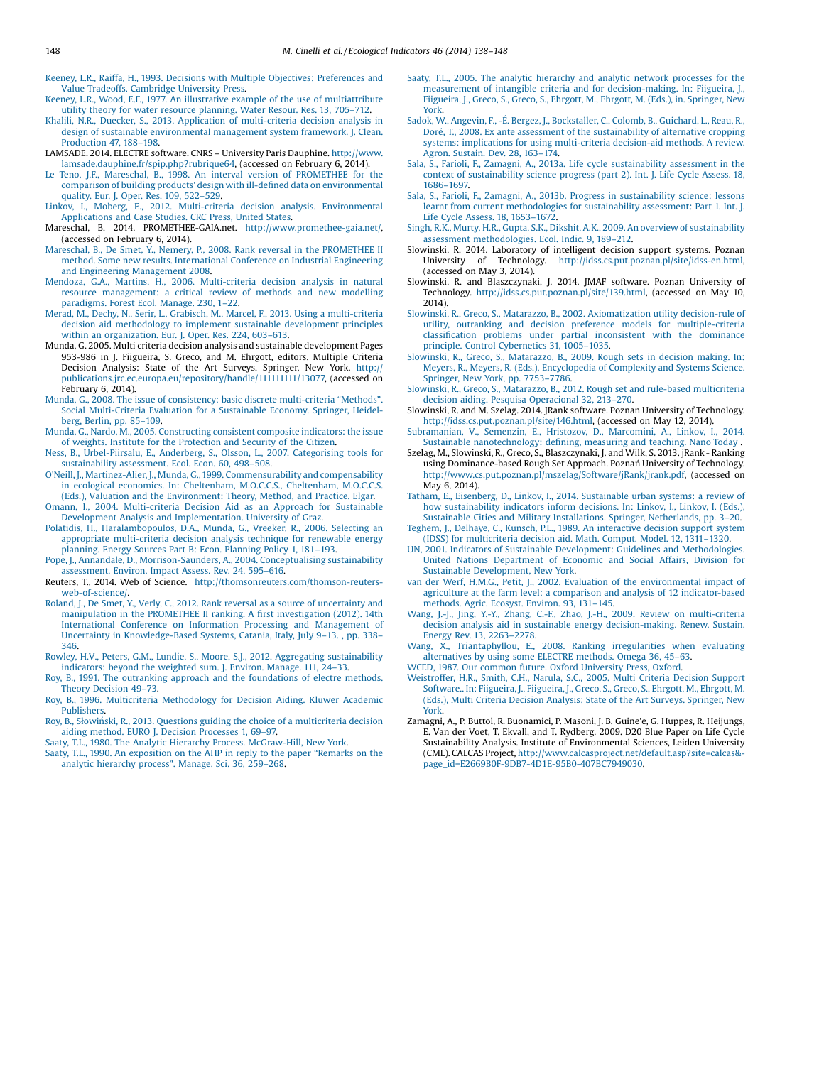Keeney, L.R., Raiffa, H., 1993. Decisions with Multiple Objectives: Preferences and Value Tradeoffs. Cambridge University Press.

Keeney, L.R., Wood, E.F., 1977. An illustrative example of the use of multiattribute utility theory for water resource planning. Water Resour. Res. 13, 705–712.

Khalili, N.R., Duecker, S., 2013. Application of multi-criteria decision analysis in design of sustainable environmental management system framework. J. Clean. Production 47, 188–198.

LAMSADE. 2014. ELECTRE software. CNRS – University Paris Dauphine. http://www.lamsade.dauphine.fr/spip.php?rubrique64, (accessed on February 6, 2014).

Le Teno, J.F., Mareschal, B., 1998. An interval version of PROMETHEE for the comparison of building products' design with ill-defined data on environmental quality. Eur. J. Oper. Res. 109, 522–529.

Linkov, I., Moberg, E., 2012. Multi-criteria decision analysis. Environmental Applications and Case Studies. CRC Press, United States.

Mareschal, B. 2014. PROMETHEE-GAIA.net. http://www.promethee-gaia.net/, (accessed on February 6, 2014).

Mareschal, B., De Smet, Y., Nemery, P., 2008. Rank reversal in the PROMETHEE II method. Some new results. International Conference on Industrial Engineering and Engineering Management 2008.

Mendoza, G.A., Martins, H., 2006. Multi-criteria decision analysis in natural resource management: a critical review of methods and new modelling paradigms. Forest Ecol. Manage. 230, 1–22.

Merad, M., Dechy, N., Serir, L., Grabisch, M., Marcel, F., 2013. Using a multi-criteria decision aid methodology to implement sustainable development principles within an organization. Eur. J. Oper. Res. 224, 603–613.

Munda, G. 2005. Multi criteria decision analysis and sustainable development Pages 953-986 in J. Fiigueira, S. Greco, and M. Ehrgott, editors. Multiple Criteria Decision Analysis: State of the Art Surveys. Springer, New York. http://publications.jrc.ec.europa.eu/repository/handle/111111111/13077, (accessed on February 6, 2014).

Munda, G., 2008. The issue of consistency: basic discrete multi-criteria "Methods". Social Multi-Criteria Evaluation for a Sustainable Economy. Springer, Heidelberg, Berlin, pp. 85–109.

Munda, G., Nardo, M., 2005. Constructing consistent composite indicators: the issue of weights. Institute for the Protection and Security of the Citizen.

Ness, B., Urbel-Piirsalu, E., Anderberg, S., Olsson, L., 2007. Categorising tools for sustainability assessment. Ecol. Econ. 60, 498–508.

O'Neill, J., Martinez-Alier, J., Munda, G., 1999. Commensurability and compensability in ecological economics. In: Cheltenham, M.O.C.C.S., Cheltenham, M.O.C.C.S. (Eds.), Valuation and the Environment: Theory, Method, and Practice. Elgar.

Omann, I., 2004. Multi-criteria Decision Aid as an Approach for Sustainable Development Analysis and Implementation. University of Graz.

Polatidis, H., Haralambopoulos, D.A., Munda, G., Vreeker, R., 2006. Selecting an appropriate multi-criteria decision analysis technique for renewable energy planning. Energy Sources Part B: Econ. Planning Policy 1, 181–193.

Pope, J., Annandale, D., Morrison-Saunders, A., 2004. Conceptualising sustainability assessment. Environ. Impact Assess. Rev. 24, 595–616.

Reuters, T., 2014. Web of Science. http://thomsonreuters.com/thomson-reuters-web-of-science/.

Roland, J., De Smet, Y., Verly, C., 2012. Rank reversal as a source of uncertainty and manipulation in the PROMETHEE II ranking. A first investigation (2012). 14th International Conference on Information Processing and Management of Uncertainty in Knowledge-Based Systems, Catania, Italy, July 9–13. , pp. 338–346.

Rowley, H.V., Peters, G.M., Lundie, S., Moore, S.J., 2012. Aggregating sustainability indicators: beyond the weighted sum. J. Environ. Manage. 111, 24–33.

Roy, B., 1991. The outranking approach and the foundations of electre methods. Theory Decision 49–73.

Roy, B., 1996. Multicriteria Methodology for Decision Aiding. Kluwer Academic Publishers.

Roy, B., Słowiński, R., 2013. Questions guiding the choice of a multicriteria decision aiding method. EURO J. Decision Processes 1, 69–97.

Saaty, T.L., 1980. The Analytic Hierarchy Process. McGraw-Hill, New York.

Saaty, T.L., 1990. An exposition on the AHP in reply to the paper "Remarks on the analytic hierarchy process". Manage. Sci. 36, 259–268.

Saaty, T.L., 2005. The analytic hierarchy and analytic network processes for the measurement of intangible criteria and for decision-making. In: Fiigueira, J., Fiigueira, J., Greco, S., Greco, S., Ehrgott, M., Ehrgott, M. (Eds.), in. Springer, New York.

Sadok, W., Angevin, F., -É. Bergez, J., Bockstaller, C., Colomb, B., Guichard, L., Reau, R., Doré, T., 2008. Ex ante assessment of the sustainability of alternative cropping systems: implications for using multi-criteria decision-aid methods. A review. Agron. Sustain. Dev. 28, 163–174.

Sala, S., Farioli, F., Zamagni, A., 2013a. Life cycle sustainability assessment in the context of sustainability science progress (part 2). Int. J. Life Cycle Assess. 18, 1686–1697.

Sala, S., Farioli, F., Zamagni, A., 2013b. Progress in sustainability science: lessons learnt from current methodologies for sustainability assessment: Part 1. Int. J. Life Cycle Assess. 18, 1653–1672.

Singh, R.K., Murty, H.R., Gupta, S.K., Dikshit, A.K., 2009. An overview of sustainability assessment methodologies. Ecol. Indic. 9, 189–212.

Slowinski, R. 2014. Laboratory of intelligent decision support systems. Poznan University of Technology. http://idss.cs.put.poznan.pl/site/idss-en.html, (accessed on May 3, 2014).

Slowinski, R. and Blaszczynaki, J. 2014. JMAF software. Poznan University of Technology. http://idss.cs.put.poznan.pl/site/139.html, (accessed on May 10, 2014).

Slowinski, R., Greco, S., Matarazzo, B., 2002. Axiomatization utility decision-rule of utility, outranking and decision preference models for multiple-criteria classification problems under partial inconsistent with the dominance principle. Control Cybernetics 31, 1005–1035.

Slowinski, R., Greco, S., Matarazzo, B., 2009. Rough sets in decision making. In: Meyers, R., Meyers, R. (Eds.), Encyclopedia of Complexity and Systems Science. Springer, New York, pp. 7753–7786.

Slowinski, R., Greco, S., Matarazzo, B., 2012. Rough set and rule-based multicriteria decision aiding. Pesquisa Operacional 32, 213–270.

Slowinski, R. and M. Szelag. 2014. JRank software. Poznan University of Technology. http://idss.cs.put.poznan.pl/site/146.html, (accessed on May 12, 2014).

Subramanian, V., Semenzin, E., Hristozov, D., Marcomini, A., Linkov, I., 2014. Sustainable nanotechnology: defining, measuring and teaching. Nano Today .

Szelag, M., Slowinski, R., Greco, S., Blaszczynaki, J. and Wilk, S. 2013. jRank - Ranking using Dominance-based Rough Set Approach. Poznań University of Technology. http://www.cs.put.poznan.pl/mszelag/Software/jRank/jrank.pdf, (accessed on May 6, 2014).

Tatham, E., Eisenberg, D., Linkov, I., 2014. Sustainable urban systems: a review of how sustainability indicators inform decisions. In: Linkov, I., Linkov, I. (Eds.), Sustainable Cities and Military Installations. Springer, Netherlands, pp. 3–20.

Teghem, J., Delhaye, C., Kunsch, P.L., 1989. An interactive decision support system (IDSS) for multicriteria decision aid. Math. Comput. Model. 12, 1311–1320.

UN, 2001. Indicators of Sustainable Development: Guidelines and Methodologies. United Nations Department of Economic and Social Affairs, Division for Sustainable Development, New York.

van der Werf, H.M.G., Petit, J., 2002. Evaluation of the environmental impact of agriculture at the farm level: a comparison and analysis of 12 indicator-based methods. Agric. Ecosyst. Environ. 93, 131–145.

Wang, J.-J., Jing, Y.-Y., Zhang, C.-F., Zhao, J.-H., 2009. Review on multi-criteria decision analysis aid in sustainable energy decision-making. Renew. Sustain. Energy Rev. 13, 2263–2278.

Wang, X., Triantaphyllou, E., 2008. Ranking irregularities when evaluating alternatives by using some ELECTRE methods. Omega 36, 45–63.

WCED, 1987. Our common future. Oxford University Press, Oxford.

Weistroffer, H.R., Smith, C.H., Narula, S.C., 2005. Multi Criteria Decision Support Software.. In: Fiigueira, J., Fiigueira, J., Greco, S., Greco, S., Ehrgott, M., Ehrgott, M. (Eds.), Multi Criteria Decision Analysis: State of the Art Surveys. Springer, New York.

Zamagni, A., P. Buttol, R. Buonamici, P. Masoni, J. B. Guine'e, G. Huppes, R. Heijungs, E. Van der Voet, T. Ekvall, and T. Rydberg. 2009. D20 Blue Paper on Life Cycle Sustainability Analysis. Institute of Environmental Sciences, Leiden University (CML). CALCAS Project, http://www.calcasproject.net/default.asp?site=calcas&page_id=E2669B0F-9DB7-4D1E-95B0-407BC7949030.